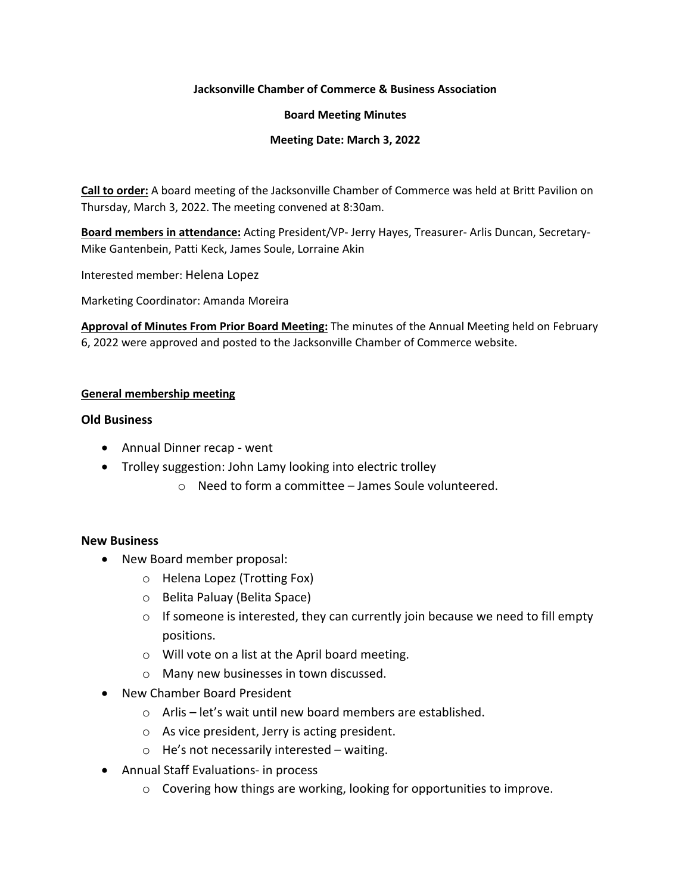**Jacksonville Chamber of Commerce & Business Association**

**Board Meeting Minutes**

**Meeting Date: March 3, 2022**

**Call to order:** A board meeting of the Jacksonville Chamber of Commerce was held at Britt Pavilion on Thursday, March 3, 2022. The meeting convened at 8:30am.

**Board members in attendance:** Acting President/VP- Jerry Hayes, Treasurer- Arlis Duncan, Secretary- Mike Gantenbein, Patti Keck, James Soule, Lorraine Akin

Interested member: Helena Lopez

Marketing Coordinator: Amanda Moreira

**Approval of Minutes From Prior Board Meeting:** The minutes of the Annual Meeting held on February 6, 2022 were approved and posted to the Jacksonville Chamber of Commerce website.

**General membership meeting**

### Old Business

- Annual Dinner recap - went
- Trolley suggestion: John Lamy looking into electric trolley
  - Need to form a committee – James Soule volunteered.

### New Business

- New Board member proposal:
  - Helena Lopez (Trotting Fox)
  - Belita Paluay (Belita Space)
  - If someone is interested, they can currently join because we need to fill empty positions.
  - Will vote on a list at the April board meeting.
  - Many new businesses in town discussed.
- New Chamber Board President
  - Arlis – let's wait until new board members are established.
  - As vice president, Jerry is acting president.
  - He's not necessarily interested – waiting.
- Annual Staff Evaluations- in process
  - Covering how things are working, looking for opportunities to improve.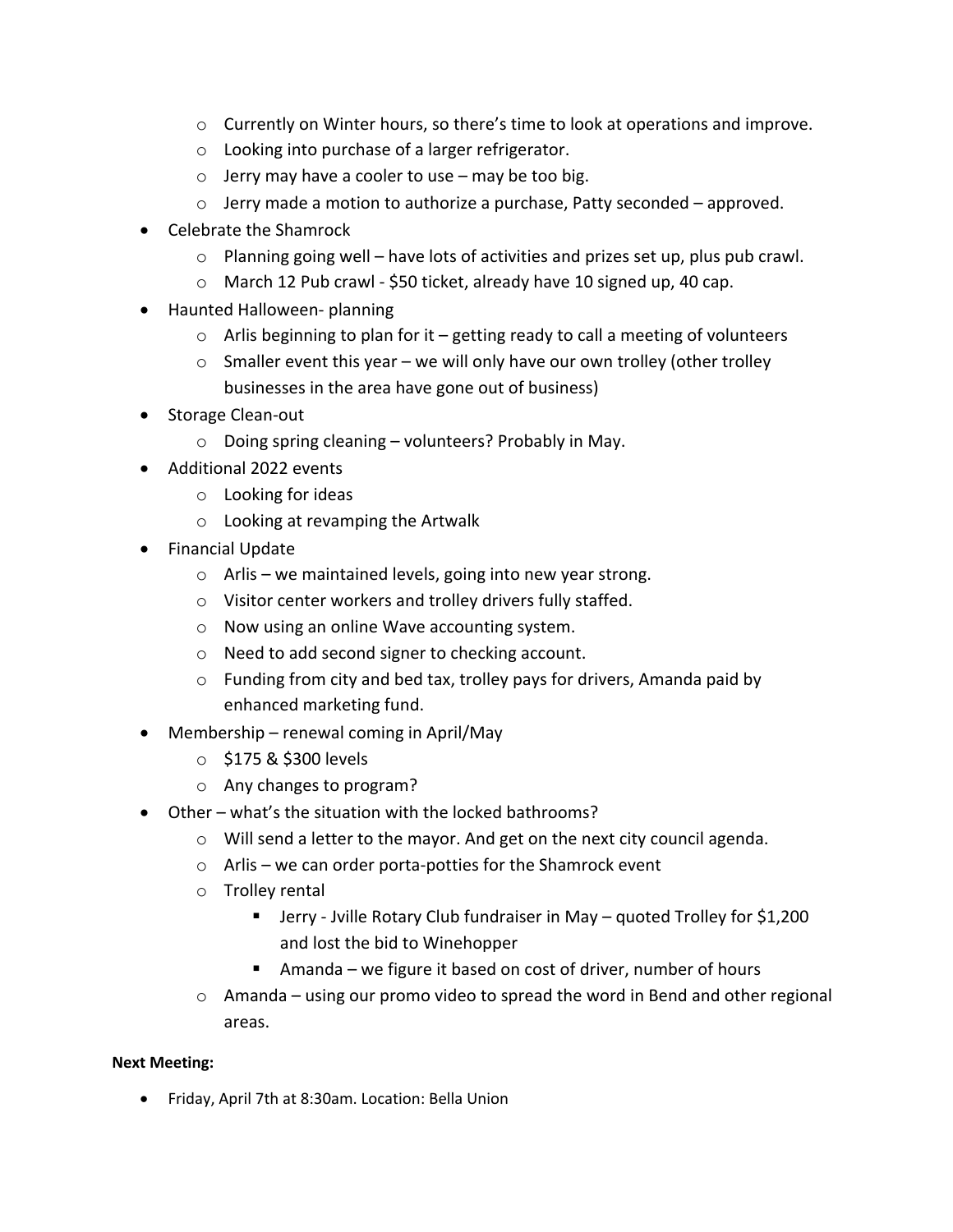- Currently on Winter hours, so there's time to look at operations and improve.
  - Looking into purchase of a larger refrigerator.
  - Jerry may have a cooler to use – may be too big.
  - Jerry made a motion to authorize a purchase, Patty seconded – approved.
- Celebrate the Shamrock
  - Planning going well – have lots of activities and prizes set up, plus pub crawl.
  - March 12 Pub crawl - $50 ticket, already have 10 signed up, 40 cap.
- Haunted Halloween- planning
  - Arlis beginning to plan for it – getting ready to call a meeting of volunteers
  - Smaller event this year – we will only have our own trolley (other trolley businesses in the area have gone out of business)
- Storage Clean-out
  - Doing spring cleaning – volunteers? Probably in May.
- Additional 2022 events
  - Looking for ideas
  - Looking at revamping the Artwalk
- Financial Update
  - Arlis – we maintained levels, going into new year strong.
  - Visitor center workers and trolley drivers fully staffed.
  - Now using an online Wave accounting system.
  - Need to add second signer to checking account.
  - Funding from city and bed tax, trolley pays for drivers, Amanda paid by enhanced marketing fund.
- Membership – renewal coming in April/May
  - $175 & $300 levels
  - Any changes to program?
- Other – what's the situation with the locked bathrooms?
  - Will send a letter to the mayor. And get on the next city council agenda.
  - Arlis – we can order porta-potties for the Shamrock event
  - Trolley rental
    - Jerry - Jville Rotary Club fundraiser in May – quoted Trolley for $1,200 and lost the bid to Winehopper
    - Amanda – we figure it based on cost of driver, number of hours
  - Amanda – using our promo video to spread the word in Bend and other regional areas.

**Next Meeting:**

- Friday, April 7th at 8:30am. Location: Bella Union